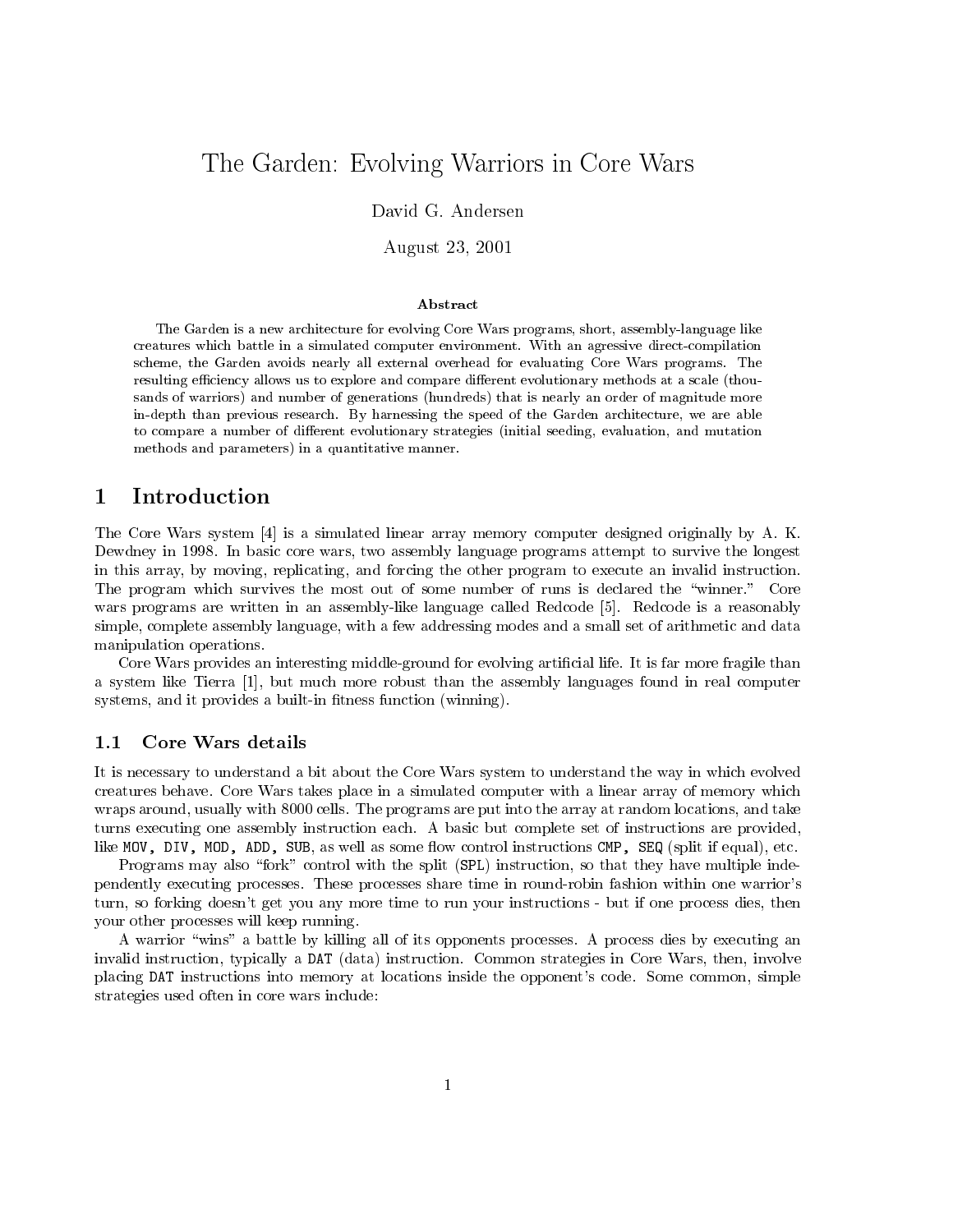# The Garden: Evolving Warriors in Core Wars

David G. Andersen

August 23, 2001

### Abstract

The Garden is a new architecture for evolving Core Wars programs, short, assembly-language like creatures which battle in a simulated computer environment. With an agressive direct-compilation scheme, the Garden avoids nearly all external overhead for evaluating Core Wars programs. The resulting efficiency allows us to explore and compare different evolutionary methods at a scale (thousands of warriors) and number of generations (hundreds) that is nearly an order of magnitude more in-depth than previous research. By harnessing the speed of the Garden architecture, we are able to compare a number of different evolutionary strategies (initial seeding, evaluation, and mutation methods and parameters) in a quantitative manner.

## 1 Introduction

The Core Wars system [4] is a simulated linear array memory computer designed originally by A. K. Dewdney in 1998. In basic core wars, two assembly language programs attempt to survive the longest in this array, by moving, replicating, and forcing the other program to execute an invalid instruction. The program which survives the most out of some number of runs is declared the "winner." Core wars programs are written in an assembly-like language called Redcode [5]. Redcode is a reasonably simple, complete assembly language, with a few addressing modes and a small set of arithmetic and data manipulation operations.

Core Wars provides an interesting middle-ground for evolving artificial life. It is far more fragile than a system like Tierra [1], but much more robust than the assembly languages found in real computer systems, and it provides a built-in fitness function (winning).

### 1.1 Core Wars details

It is necessary to understand a bit about the Core Wars system to understand the way in which evolved creatures behave. Core Wars takes place in a simulated computer with a linear array of memory which wraps around, usually with 8000 cells. The programs are put into the array at random locations, and take turns executing one assembly instruction each. A basic but complete set of instructions are provided, like `MOV, DIV, MOD, ADD, SUB`, as well as some flow control instructions `CMP, SEQ` (split if equal), etc.

Programs may also "fork" control with the split (`SPL`) instruction, so that they have multiple independently executing processes. These processes share time in round-robin fashion within one warrior's turn, so forking doesn't get you any more time to run your instructions - but if one process dies, then your other processes will keep running.

A warrior "wins" a battle by killing all of its opponents processes. A process dies by executing an invalid instruction, typically a `DAT` (data) instruction. Common strategies in Core Wars, then, involve placing `DAT` instructions into memory at locations inside the opponent's code. Some common, simple strategies used often in core wars include: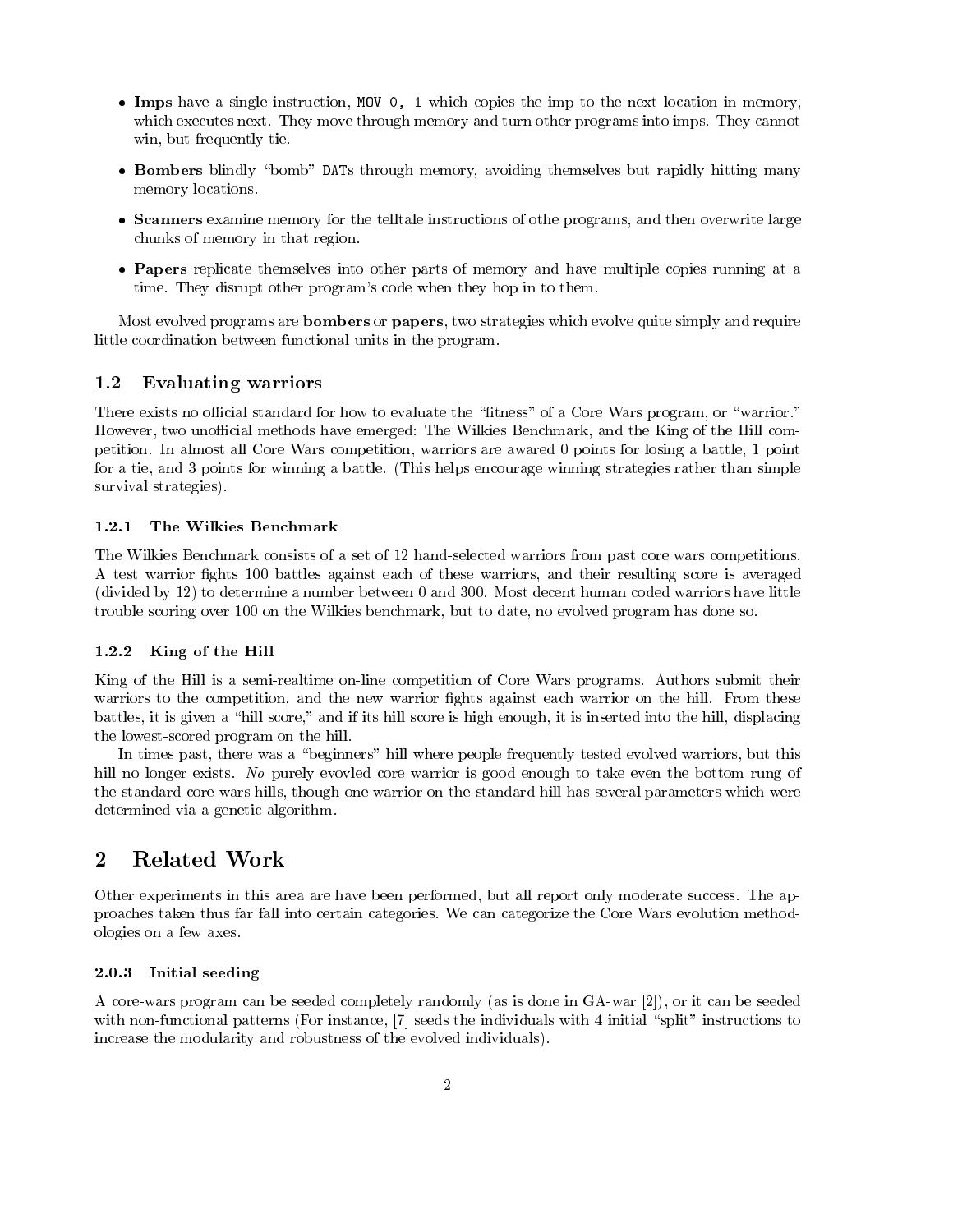- **Imps** have a single instruction, `MOV 0, 1` which copies the imp to the next location in memory, which executes next. They move through memory and turn other programs into imps. They cannot win, but frequently tie.
- **Bombers** blindly "bomb" `DAT`s through memory, avoiding themselves but rapidly hitting many memory locations.
- **Scanners** examine memory for the telltale instructions of othe programs, and then overwrite large chunks of memory in that region.
- **Papers** replicate themselves into other parts of memory and have multiple copies running at a time. They disrupt other program's code when they hop in to them.

Most evolved programs are **bombers** or **papers**, two strategies which evolve quite simply and require little coordination between functional units in the program.

## 1.2 Evaluating warriors

There exists no official standard for how to evaluate the "fitness" of a Core Wars program, or "warrior." However, two unofficial methods have emerged: The Wilkies Benchmark, and the King of the Hill competition. In almost all Core Wars competition, warriors are awared 0 points for losing a battle, 1 point for a tie, and 3 points for winning a battle. (This helps encourage winning strategies rather than simple survival strategies).

### 1.2.1 The Wilkies Benchmark

The Wilkies Benchmark consists of a set of 12 hand-selected warriors from past core wars competitions. A test warrior fights 100 battles against each of these warriors, and their resulting score is averaged (divided by 12) to determine a number between 0 and 300. Most decent human coded warriors have little trouble scoring over 100 on the Wilkies benchmark, but to date, no evolved program has done so.

### 1.2.2 King of the Hill

King of the Hill is a semi-realtime on-line competition of Core Wars programs. Authors submit their warriors to the competition, and the new warrior fights against each warrior on the hill. From these battles, it is given a "hill score," and if its hill score is high enough, it is inserted into the hill, displacing the lowest-scored program on the hill.

In times past, there was a "beginners" hill where people frequently tested evolved warriors, but this hill no longer exists. *No* purely evovled core warrior is good enough to take even the bottom rung of the standard core wars hills, though one warrior on the standard hill has several parameters which were determined via a genetic algorithm.

# 2 Related Work

Other experiments in this area are have been performed, but all report only moderate success. The approaches taken thus far fall into certain categories. We can categorize the Core Wars evolution methodologies on a few axes.

### 2.0.3 Initial seeding

A core-wars program can be seeded completely randomly (as is done in GA-war [2]), or it can be seeded with non-functional patterns (For instance, [7] seeds the individuals with 4 initial "split" instructions to increase the modularity and robustness of the evolved individuals).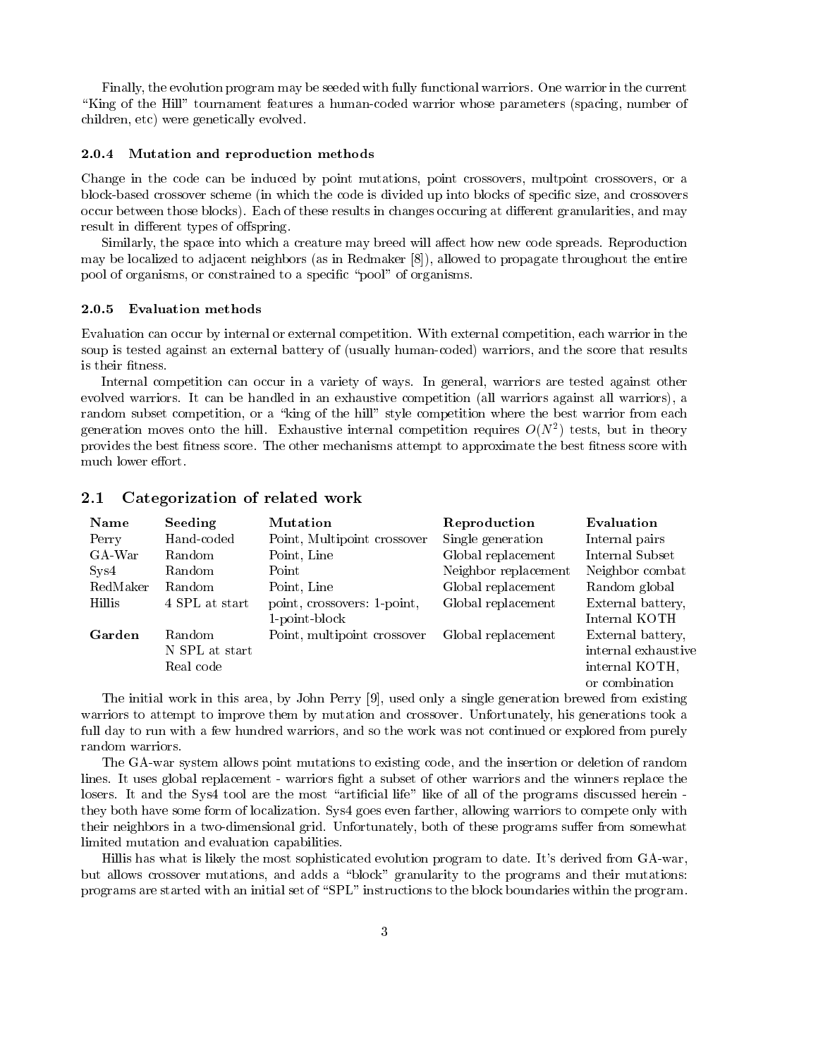Finally, the evolution program may be seeded with fully functional warriors. One warrior in the current "King of the Hill" tournament features a human-coded warrior whose parameters (spacing, number of children, etc) were genetically evolved.

#### 2.0.4 Mutation and reproduction methods

Change in the code can be induced by point mutations, point crossovers, multpoint crossovers, or a block-based crossover scheme (in which the code is divided up into blocks of specific size, and crossovers occur between those blocks). Each of these results in changes occuring at different granularities, and may result in different types of offspring.

Similarly, the space into which a creature may breed will affect how new code spreads. Reproduction may be localized to adjacent neighbors (as in Redmaker [8]), allowed to propagate throughout the entire pool of organisms, or constrained to a specific "pool" of organisms.

#### 2.0.5 Evaluation methods

Evaluation can occur by internal or external competition. With external competition, each warrior in the soup is tested against an external battery of (usually human-coded) warriors, and the score that results is their fitness.

Internal competition can occur in a variety of ways. In general, warriors are tested against other evolved warriors. It can be handled in an exhaustive competition (all warriors against all warriors), a random subset competition, or a "king of the hill" style competition where the best warrior from each generation moves onto the hill. Exhaustive internal competition requires $O(N^2)$ tests, but in theory provides the best fitness score. The other mechanisms attempt to approximate the best fitness score with much lower effort.

### 2.1 Categorization of related work

| Name | Seeding | Mutation | Reproduction | Evaluation |
|---|---|---|---|---|
| Perry | Hand-coded | Point, Multipoint crossover | Single generation | Internal pairs |
| GA-War | Random | Point, Line | Global replacement | Internal Subset |
| Sys4 | Random | Point | Neighbor replacement | Neighbor combat |
| RedMaker | Random | Point, Line | Global replacement | Random global |
| Hillis | 4 SPL at start | point, crossovers: 1-point, 1-point-block | Global replacement | External battery, Internal KOTH |
| **Garden** | Random N SPL at start Real code | Point, multipoint crossover | Global replacement | External battery, internal exhaustive internal KOTH, or combination |

The initial work in this area, by John Perry [9], used only a single generation brewed from existing warriors to attempt to improve them by mutation and crossover. Unfortunately, his generations took a full day to run with a few hundred warriors, and so the work was not continued or explored from purely random warriors.

The GA-war system allows point mutations to existing code, and the insertion or deletion of random lines. It uses global replacement - warriors fight a subset of other warriors and the winners replace the losers. It and the Sys4 tool are the most "artificial life" like of all of the programs discussed herein - they both have some form of localization. Sys4 goes even farther, allowing warriors to compete only with their neighbors in a two-dimensional grid. Unfortunately, both of these programs suffer from somewhat limited mutation and evaluation capabilities.

Hillis has what is likely the most sophisticated evolution program to date. It's derived from GA-war, but allows crossover mutations, and adds a "block" granularity to the programs and their mutations: programs are started with an initial set of "SPL" instructions to the block boundaries within the program.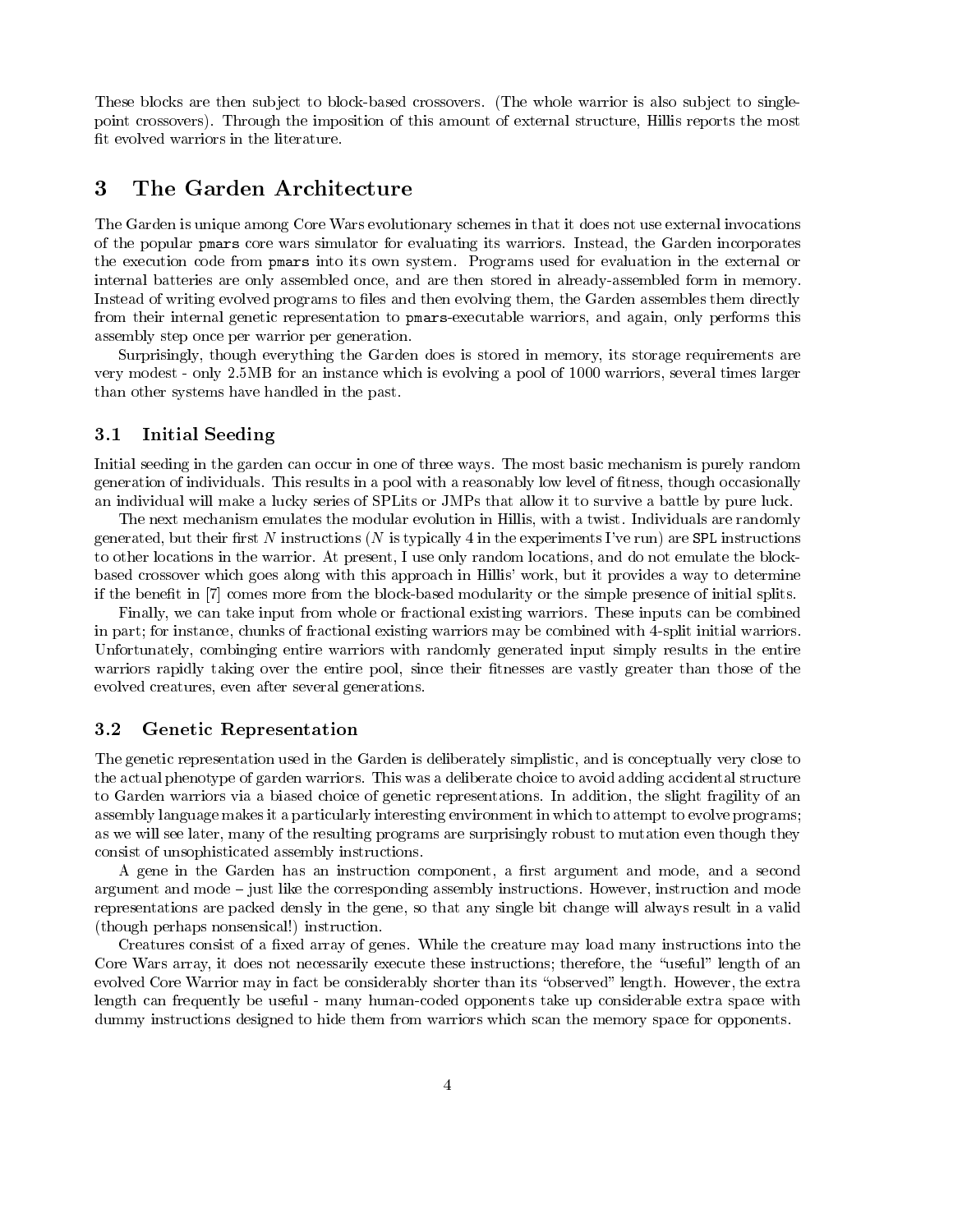These blocks are then subject to block-based crossovers. (The whole warrior is also subject to single-point crossovers). Through the imposition of this amount of external structure, Hillis reports the most fit evolved warriors in the literature.

# 3 The Garden Architecture

The Garden is unique among Core Wars evolutionary schemes in that it does not use external invocations of the popular `pmars` core wars simulator for evaluating its warriors. Instead, the Garden incorporates the execution code from `pmars` into its own system. Programs used for evaluation in the external or internal batteries are only assembled once, and are then stored in already-assembled form in memory. Instead of writing evolved programs to files and then evolving them, the Garden assembles them directly from their internal genetic representation to `pmars`-executable warriors, and again, only performs this assembly step once per warrior per generation.

Surprisingly, though everything the Garden does is stored in memory, its storage requirements are very modest - only 2.5MB for an instance which is evolving a pool of 1000 warriors, several times larger than other systems have handled in the past.

## 3.1 Initial Seeding

Initial seeding in the garden can occur in one of three ways. The most basic mechanism is purely random generation of individuals. This results in a pool with a reasonably low level of fitness, though occasionally an individual will make a lucky series of SPLits or JMPs that allow it to survive a battle by pure luck.

The next mechanism emulates the modular evolution in Hillis, with a twist. Individuals are randomly generated, but their first $N$ instructions ($N$ is typically 4 in the experiments I've run) are `SPL` instructions to other locations in the warrior. At present, I use only random locations, and do not emulate the block-based crossover which goes along with this approach in Hillis' work, but it provides a way to determine if the benefit in [7] comes more from the block-based modularity or the simple presence of initial splits.

Finally, we can take input from whole or fractional existing warriors. These inputs can be combined in part; for instance, chunks of fractional existing warriors may be combined with 4-split initial warriors. Unfortunately, combinging entire warriors with randomly generated input simply results in the entire warriors rapidly taking over the entire pool, since their fitnesses are vastly greater than those of the evolved creatures, even after several generations.

## 3.2 Genetic Representation

The genetic representation used in the Garden is deliberately simplistic, and is conceptually very close to the actual phenotype of garden warriors. This was a deliberate choice to avoid adding accidental structure to Garden warriors via a biased choice of genetic representations. In addition, the slight fragility of an assembly language makes it a particularly interesting environment in which to attempt to evolve programs; as we will see later, many of the resulting programs are surprisingly robust to mutation even though they consist of unsophisticated assembly instructions.

A gene in the Garden has an instruction component, a first argument and mode, and a second argument and mode – just like the corresponding assembly instructions. However, instruction and mode representations are packed densly in the gene, so that any single bit change will always result in a valid (though perhaps nonsensical!) instruction.

Creatures consist of a fixed array of genes. While the creature may load many instructions into the Core Wars array, it does not necessarily execute these instructions; therefore, the "useful" length of an evolved Core Warrior may in fact be considerably shorter than its "observed" length. However, the extra length can frequently be useful - many human-coded opponents take up considerable extra space with dummy instructions designed to hide them from warriors which scan the memory space for opponents.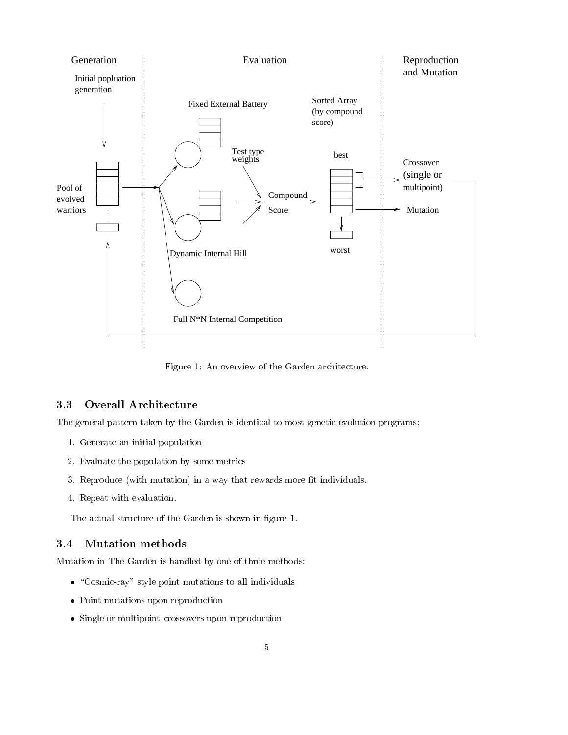Figure 1: An overview of the Garden architecture.

### 3.3 Overall Architecture

The general pattern taken by the Garden is identical to most genetic evolution programs:

1. Generate an initial population
2. Evaluate the population by some metrics
3. Reproduce (with mutation) in a way that rewards more fit individuals.
4. Repeat with evaluation.

The actual structure of the Garden is shown in figure 1.

### 3.4 Mutation methods

Mutation in The Garden is handled by one of three methods:

- "Cosmic-ray" style point mutations to all individuals
- Point mutations upon reproduction
- Single or multipoint crossovers upon reproduction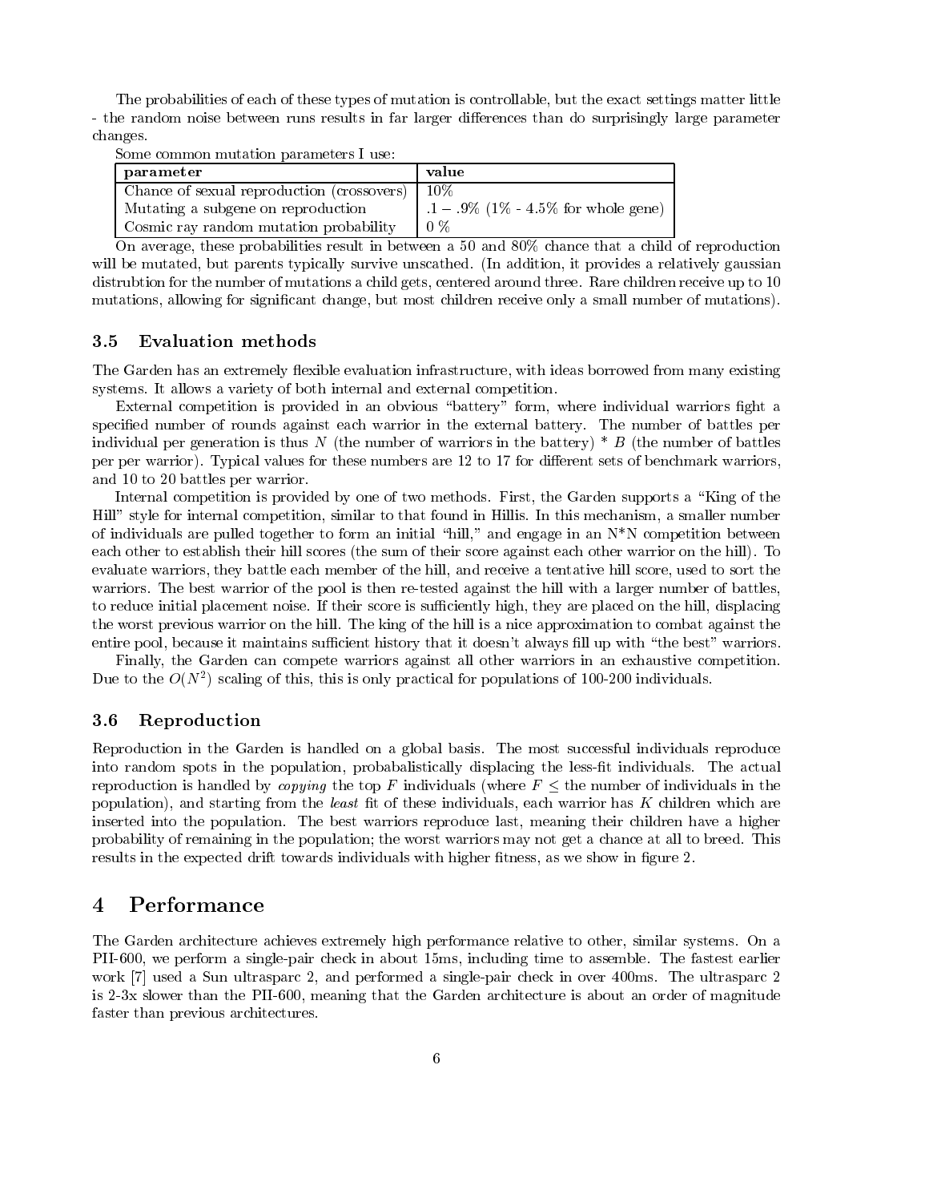The probabilities of each of these types of mutation is controllable, but the exact settings matter little - the random noise between runs results in far larger differences than do surprisingly large parameter changes.

Some common mutation parameters I use:

| parameter | value |
|---|---|
| Chance of sexual reproduction (crossovers) | 10% |
| Mutating a subgene on reproduction | .1 – .9% (1% - 4.5% for whole gene) |
| Cosmic ray random mutation probability | 0 % |

On average, these probabilities result in between a 50 and 80% chance that a child of reproduction will be mutated, but parents typically survive unscathed. (In addition, it provides a relatively gaussian distrubtion for the number of mutations a child gets, centered around three. Rare children receive up to 10 mutations, allowing for significant change, but most children receive only a small number of mutations).

### 3.5 Evaluation methods

The Garden has an extremely flexible evaluation infrastructure, with ideas borrowed from many existing systems. It allows a variety of both internal and external competition.

External competition is provided in an obvious "battery" form, where individual warriors fight a specified number of rounds against each warrior in the external battery. The number of battles per individual per generation is thus $N$ (the number of warriors in the battery) * $B$ (the number of battles per per warrior). Typical values for these numbers are 12 to 17 for different sets of benchmark warriors, and 10 to 20 battles per warrior.

Internal competition is provided by one of two methods. First, the Garden supports a "King of the Hill" style for internal competition, similar to that found in Hillis. In this mechanism, a smaller number of individuals are pulled together to form an initial "hill," and engage in an N*N competition between each other to establish their hill scores (the sum of their score against each other warrior on the hill). To evaluate warriors, they battle each member of the hill, and receive a tentative hill score, used to sort the warriors. The best warrior of the pool is then re-tested against the hill with a larger number of battles, to reduce initial placement noise. If their score is sufficiently high, they are placed on the hill, displacing the worst previous warrior on the hill. The king of the hill is a nice approximation to combat against the entire pool, because it maintains sufficient history that it doesn't always fill up with "the best" warriors.

Finally, the Garden can compete warriors against all other warriors in an exhaustive competition. Due to the $O(N^2)$ scaling of this, this is only practical for populations of 100-200 individuals.

### 3.6 Reproduction

Reproduction in the Garden is handled on a global basis. The most successful individuals reproduce into random spots in the population, probabalistically displacing the less-fit individuals. The actual reproduction is handled by *copying* the top $F$ individuals (where $F \leq$ the number of individuals in the population), and starting from the *least* fit of these individuals, each warrior has $K$ children which are inserted into the population. The best warriors reproduce last, meaning their children have a higher probability of remaining in the population; the worst warriors may not get a chance at all to breed. This results in the expected drift towards individuals with higher fitness, as we show in figure 2.

## 4 Performance

The Garden architecture achieves extremely high performance relative to other, similar systems. On a PII-600, we perform a single-pair check in about 15ms, including time to assemble. The fastest earlier work [7] used a Sun ultrasparc 2, and performed a single-pair check in over 400ms. The ultrasparc 2 is 2-3x slower than the PII-600, meaning that the Garden architecture is about an order of magnitude faster than previous architectures.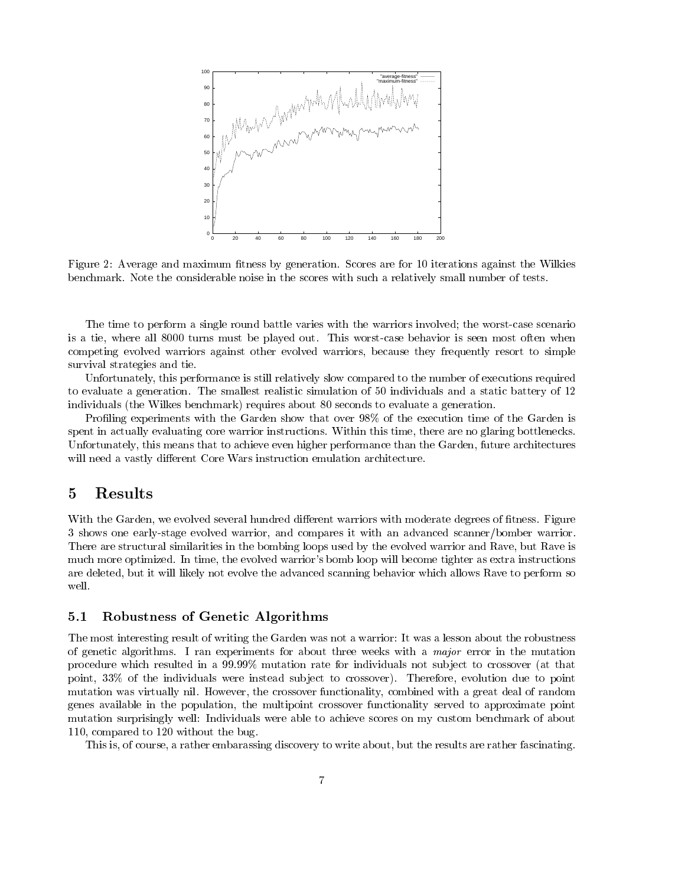Figure 2: Average and maximum fitness by generation. Scores are for 10 iterations against the Wilkies benchmark. Note the considerable noise in the scores with such a relatively small number of tests.

The time to perform a single round battle varies with the warriors involved; the worst-case scenario is a tie, where all 8000 turns must be played out. This worst-case behavior is seen most often when competing evolved warriors against other evolved warriors, because they frequently resort to simple survival strategies and tie.

Unfortunately, this performance is still relatively slow compared to the number of executions required to evaluate a generation. The smallest realistic simulation of 50 individuals and a static battery of 12 individuals (the Wilkes benchmark) requires about 80 seconds to evaluate a generation.

Profiling experiments with the Garden show that over 98% of the execution time of the Garden is spent in actually evaluating core warrior instructions. Within this time, there are no glaring bottlenecks. Unfortunately, this means that to achieve even higher performance than the Garden, future architectures will need a vastly different Core Wars instruction emulation architecture.

# 5 Results

With the Garden, we evolved several hundred different warriors with moderate degrees of fitness. Figure 3 shows one early-stage evolved warrior, and compares it with an advanced scanner/bomber warrior. There are structural similarities in the bombing loops used by the evolved warrior and Rave, but Rave is much more optimized. In time, the evolved warrior's bomb loop will become tighter as extra instructions are deleted, but it will likely not evolve the advanced scanning behavior which allows Rave to perform so well.

## 5.1 Robustness of Genetic Algorithms

The most interesting result of writing the Garden was not a warrior: It was a lesson about the robustness of genetic algorithms. I ran experiments for about three weeks with a *major* error in the mutation procedure which resulted in a 99.99% mutation rate for individuals not subject to crossover (at that point, 33% of the individuals were instead subject to crossover). Therefore, evolution due to point mutation was virtually nil. However, the crossover functionality, combined with a great deal of random genes available in the population, the multipoint crossover functionality served to approximate point mutation surprisingly well: Individuals were able to achieve scores on my custom benchmark of about 110, compared to 120 without the bug.

This is, of course, a rather embarassing discovery to write about, but the results are rather fascinating.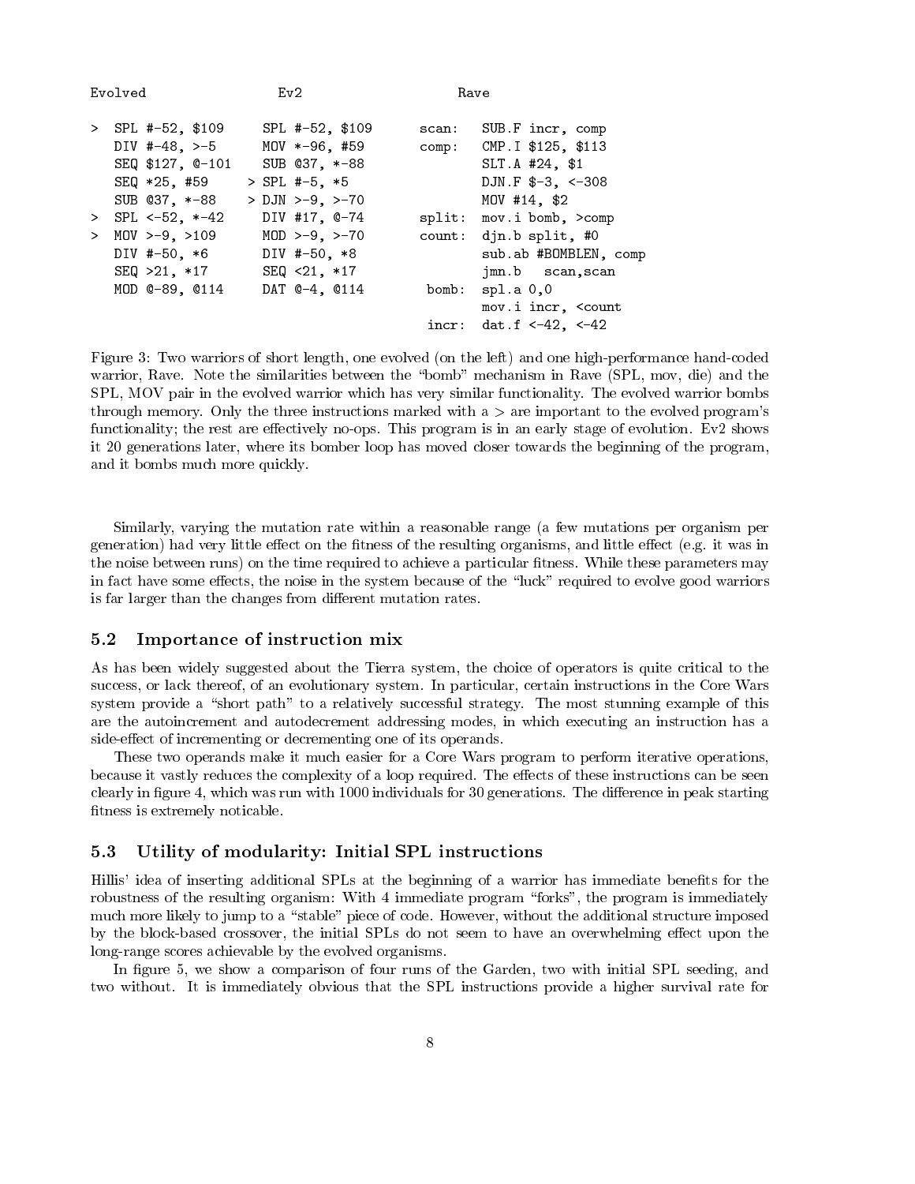```
Evolved                   Ev2                      Rave

> SPL #-52, $109       SPL #-52, $109       scan:   SUB.F incr, comp
  DIV #-48, >-5        MOV *-96, #59        comp:   CMP.I $125, $113
  SEQ $127, @-101      SUB @37, *-88                SLT.A #24, $1
  SEQ *25, #59       > SPL #-5, *5                  DJN.F $-3, <-308
  SUB @37, *-88      > DJN >-9, >-70                MOV #14, $2
> SPL <-52, *-42       DIV #17, @-74        split:  mov.i bomb, >comp
> MOV >-9, >109        MOD >-9, >-70        count:  djn.b split, #0
  DIV #-50, *6         DIV #-50, *8                 sub.ab #BOMBLEN, comp
  SEQ >21, *17         SEQ <21, *17                 jmn.b   scan,scan
  MOD @-89, @114       DAT @-4, @114         bomb:  spl.a 0,0
                                                    mov.i incr, <count
                                             incr:  dat.f <-42, <-42
```

Figure 3: Two warriors of short length, one evolved (on the left) and one high-performance hand-coded warrior, Rave. Note the similarities between the "bomb" mechanism in Rave (SPL, mov, die) and the SPL, MOV pair in the evolved warrior which has very similar functionality. The evolved warrior bombs through memory. Only the three instructions marked with a > are important to the evolved program's functionality; the rest are effectively no-ops. This program is in an early stage of evolution. Ev2 shows it 20 generations later, where its bomber loop has moved closer towards the beginning of the program, and it bombs much more quickly.

Similarly, varying the mutation rate within a reasonable range (a few mutations per organism per generation) had very little effect on the fitness of the resulting organisms, and little effect (e.g. it was in the noise between runs) on the time required to achieve a particular fitness. While these parameters may in fact have some effects, the noise in the system because of the "luck" required to evolve good warriors is far larger than the changes from different mutation rates.

### 5.2 Importance of instruction mix

As has been widely suggested about the Tierra system, the choice of operators is quite critical to the success, or lack thereof, of an evolutionary system. In particular, certain instructions in the Core Wars system provide a "short path" to a relatively successful strategy. The most stunning example of this are the autoincrement and autodecrement addressing modes, in which executing an instruction has a side-effect of incrementing or decrementing one of its operands.

These two operands make it much easier for a Core Wars program to perform iterative operations, because it vastly reduces the complexity of a loop required. The effects of these instructions can be seen clearly in figure 4, which was run with 1000 individuals for 30 generations. The difference in peak starting fitness is extremely noticable.

### 5.3 Utility of modularity: Initial SPL instructions

Hillis' idea of inserting additional SPLs at the beginning of a warrior has immediate benefits for the robustness of the resulting organism: With 4 immediate program "forks", the program is immediately much more likely to jump to a "stable" piece of code. However, without the additional structure imposed by the block-based crossover, the initial SPLs do not seem to have an overwhelming effect upon the long-range scores achievable by the evolved organisms.

In figure 5, we show a comparison of four runs of the Garden, two with initial SPL seeding, and two without. It is immediately obvious that the SPL instructions provide a higher survival rate for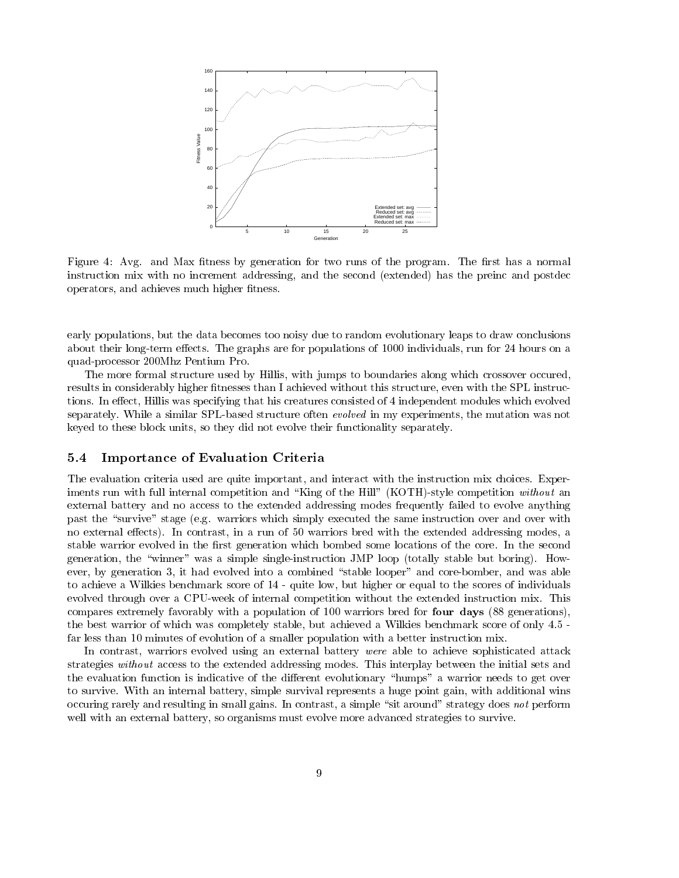Figure 4: Avg. and Max fitness by generation for two runs of the program. The first has a normal instruction mix with no increment addressing, and the second (extended) has the preinc and postdec operators, and achieves much higher fitness.

early populations, but the data becomes too noisy due to random evolutionary leaps to draw conclusions about their long-term effects. The graphs are for populations of 1000 individuals, run for 24 hours on a quad-processor 200Mhz Pentium Pro.

The more formal structure used by Hillis, with jumps to boundaries along which crossover occured, results in considerably higher fitnesses than I achieved without this structure, even with the SPL instructions. In effect, Hillis was specifying that his creatures consisted of 4 independent modules which evolved separately. While a similar SPL-based structure often *evolved* in my experiments, the mutation was not keyed to these block units, so they did not evolve their functionality separately.

### 5.4 Importance of Evaluation Criteria

The evaluation criteria used are quite important, and interact with the instruction mix choices. Experiments run with full internal competition and "King of the Hill" (KOTH)-style competition *without* an external battery and no access to the extended addressing modes frequently failed to evolve anything past the "survive" stage (e.g. warriors which simply executed the same instruction over and over with no external effects). In contrast, in a run of 50 warriors bred with the extended addressing modes, a stable warrior evolved in the first generation which bombed some locations of the core. In the second generation, the "winner" was a simple single-instruction JMP loop (totally stable but boring). However, by generation 3, it had evolved into a combined "stable looper" and core-bomber, and was able to achieve a Wilkies benchmark score of 14 - quite low, but higher or equal to the scores of individuals evolved through over a CPU-week of internal competition without the extended instruction mix. This compares extremely favorably with a population of 100 warriors bred for **four days** (88 generations), the best warrior of which was completely stable, but achieved a Wilkies benchmark score of only 4.5 - far less than 10 minutes of evolution of a smaller population with a better instruction mix.

In contrast, warriors evolved using an external battery *were* able to achieve sophisticated attack strategies *without* access to the extended addressing modes. This interplay between the initial sets and the evaluation function is indicative of the different evolutionary "humps" a warrior needs to get over to survive. With an internal battery, simple survival represents a huge point gain, with additional wins occuring rarely and resulting in small gains. In contrast, a simple "sit around" strategy does *not* perform well with an external battery, so organisms must evolve more advanced strategies to survive.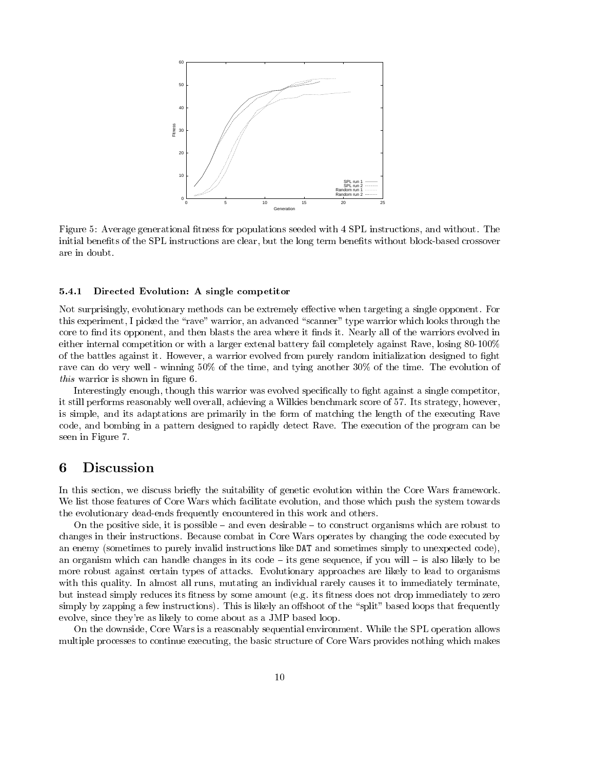Figure 5: Average generational fitness for populations seeded with 4 SPL instructions, and without. The initial benefits of the SPL instructions are clear, but the long term benefits without block-based crossover are in doubt.

#### 5.4.1 Directed Evolution: A single competitor

Not surprisingly, evolutionary methods can be extremely effective when targeting a single opponent. For this experiment, I picked the "rave" warrior, an advanced "scanner" type warrior which looks through the core to find its opponent, and then blasts the area where it finds it. Nearly all of the warriors evolved in either internal competition or with a larger extenal battery fail completely against Rave, losing 80-100% of the battles against it. However, a warrior evolved from purely random initialization designed to fight rave can do very well - winning 50% of the time, and tying another 30% of the time. The evolution of *this* warrior is shown in figure 6.

Interestingly enough, though this warrior was evolved specifically to fight against a single competitor, it still performs reasonably well overall, achieving a Wilkies benchmark score of 57. Its strategy, however, is simple, and its adaptations are primarily in the form of matching the length of the executing Rave code, and bombing in a pattern designed to rapidly detect Rave. The execution of the program can be seen in Figure 7.

## 6 Discussion

In this section, we discuss briefly the suitability of genetic evolution within the Core Wars framework. We list those features of Core Wars which facilitate evolution, and those which push the system towards the evolutionary dead-ends frequently encountered in this work and others.

On the positive side, it is possible – and even desirable – to construct organisms which are robust to changes in their instructions. Because combat in Core Wars operates by changing the code executed by an enemy (sometimes to purely invalid instructions like `DAT` and sometimes simply to unexpected code), an organism which can handle changes in its code – its gene sequence, if you will – is also likely to be more robust against certain types of attacks. Evolutionary approaches are likely to lead to organisms with this quality. In almost all runs, mutating an individual rarely causes it to immediately terminate, but instead simply reduces its fitness by some amount (e.g. its fitness does not drop immediately to zero simply by zapping a few instructions). This is likely an offshoot of the "split" based loops that frequently evolve, since they're as likely to come about as a JMP based loop.

On the downside, Core Wars is a reasonably sequential environment. While the SPL operation allows multiple processes to continue executing, the basic structure of Core Wars provides nothing which makes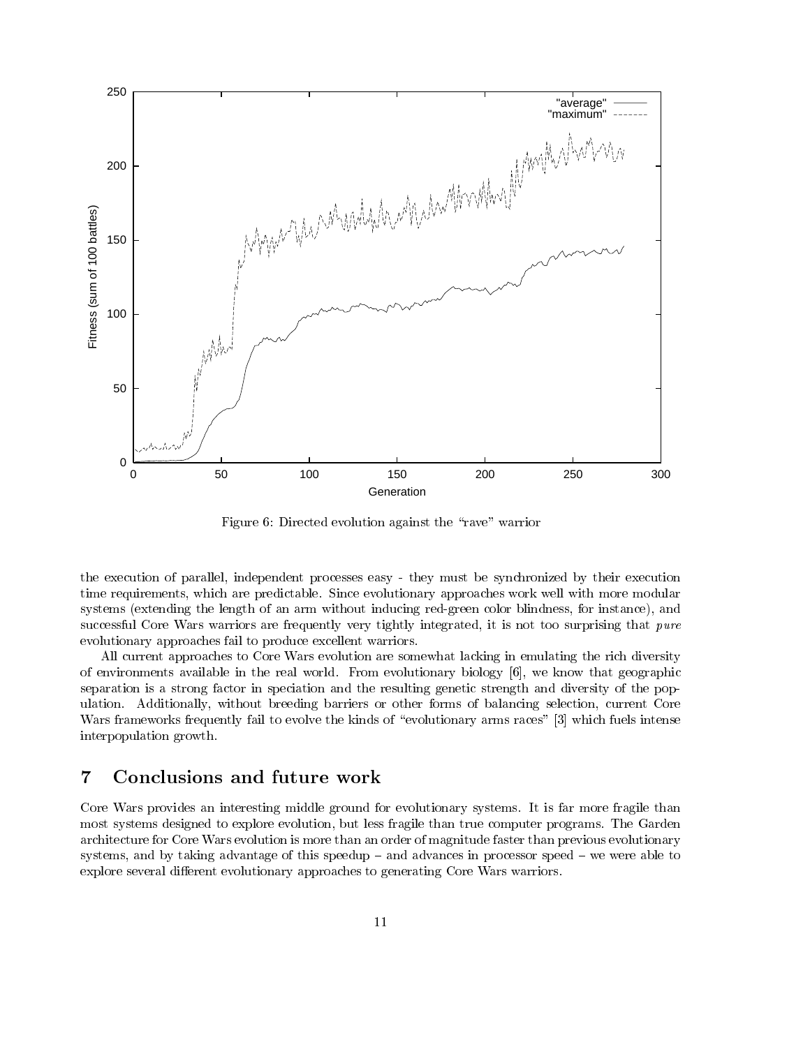Figure 6: Directed evolution against the "rave" warrior

the execution of parallel, independent processes easy - they must be synchronized by their execution time requirements, which are predictable. Since evolutionary approaches work well with more modular systems (extending the length of an arm without inducing red-green color blindness, for instance), and successful Core Wars warriors are frequently very tightly integrated, it is not too surprising that *pure* evolutionary approaches fail to produce excellent warriors.

All current approaches to Core Wars evolution are somewhat lacking in emulating the rich diversity of environments available in the real world. From evolutionary biology [6], we know that geographic separation is a strong factor in speciation and the resulting genetic strength and diversity of the population. Additionally, without breeding barriers or other forms of balancing selection, current Core Wars frameworks frequently fail to evolve the kinds of "evolutionary arms races" [3] which fuels intense interpopulation growth.

## 7 Conclusions and future work

Core Wars provides an interesting middle ground for evolutionary systems. It is far more fragile than most systems designed to explore evolution, but less fragile than true computer programs. The Garden architecture for Core Wars evolution is more than an order of magnitude faster than previous evolutionary systems, and by taking advantage of this speedup – and advances in processor speed – we were able to explore several different evolutionary approaches to generating Core Wars warriors.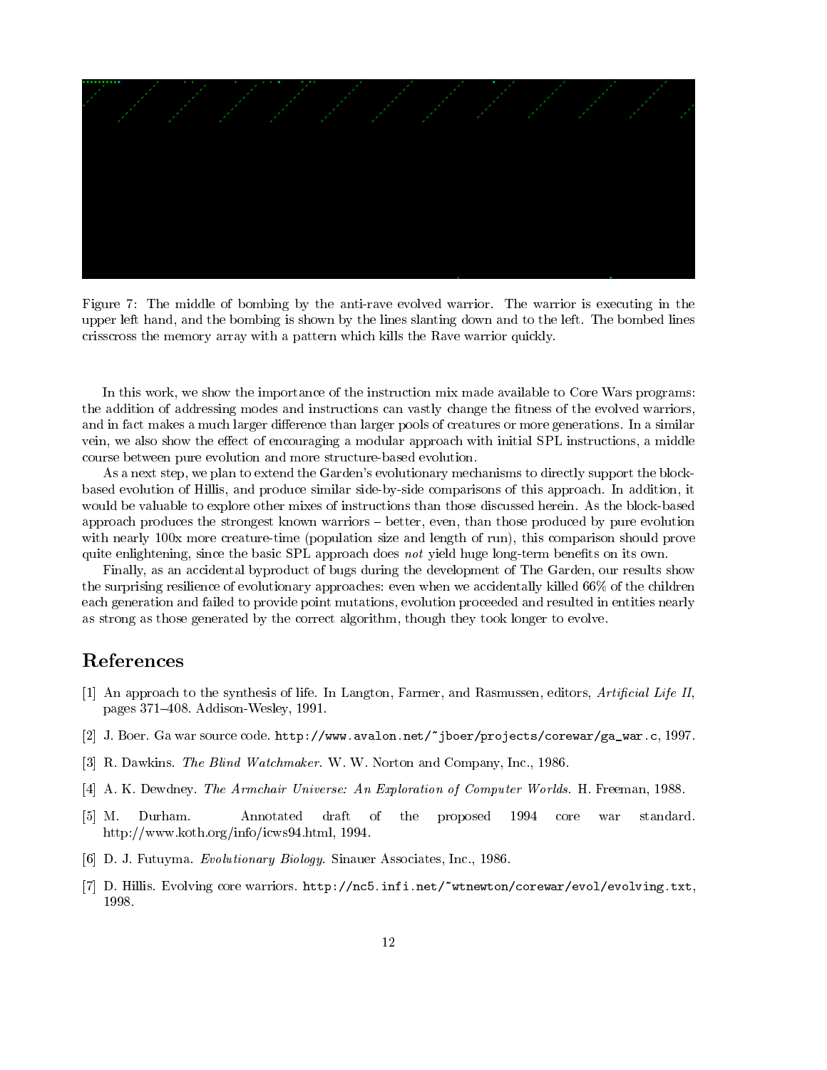Figure 7: The middle of bombing by the anti-rave evolved warrior. The warrior is executing in the upper left hand, and the bombing is shown by the lines slanting down and to the left. The bombed lines crisscross the memory array with a pattern which kills the Rave warrior quickly.

In this work, we show the importance of the instruction mix made available to Core Wars programs: the addition of addressing modes and instructions can vastly change the fitness of the evolved warriors, and in fact makes a much larger difference than larger pools of creatures or more generations. In a similar vein, we also show the effect of encouraging a modular approach with initial SPL instructions, a middle course between pure evolution and more structure-based evolution.

As a next step, we plan to extend the Garden's evolutionary mechanisms to directly support the block-based evolution of Hillis, and produce similar side-by-side comparisons of this approach. In addition, it would be valuable to explore other mixes of instructions than those discussed herein. As the block-based approach produces the strongest known warriors – better, even, than those produced by pure evolution with nearly 100x more creature-time (population size and length of run), this comparison should prove quite enlightening, since the basic SPL approach does *not* yield huge long-term benefits on its own.

Finally, as an accidental byproduct of bugs during the development of The Garden, our results show the surprising resilience of evolutionary approaches: even when we accidentally killed 66% of the children each generation and failed to provide point mutations, evolution proceeded and resulted in entities nearly as strong as those generated by the correct algorithm, though they took longer to evolve.

## References

[1] An approach to the synthesis of life. In Langton, Farmer, and Rasmussen, editors, *Artificial Life II*, pages 371–408. Addison-Wesley, 1991.

[2] J. Boer. Ga war source code. `http://www.avalon.net/~jboer/projects/corewar/ga_war.c`, 1997.

[3] R. Dawkins. *The Blind Watchmaker*. W. W. Norton and Company, Inc., 1986.

[4] A. K. Dewdney. *The Armchair Universe: An Exploration of Computer Worlds*. H. Freeman, 1988.

[5] M. Durham. Annotated draft of the proposed 1994 core war standard. http://www.koth.org/info/icws94.html, 1994.

[6] D. J. Futuyma. *Evolutionary Biology*. Sinauer Associates, Inc., 1986.

[7] D. Hillis. Evolving core warriors. `http://nc5.infi.net/~wtnewton/corewar/evol/evolving.txt`, 1998.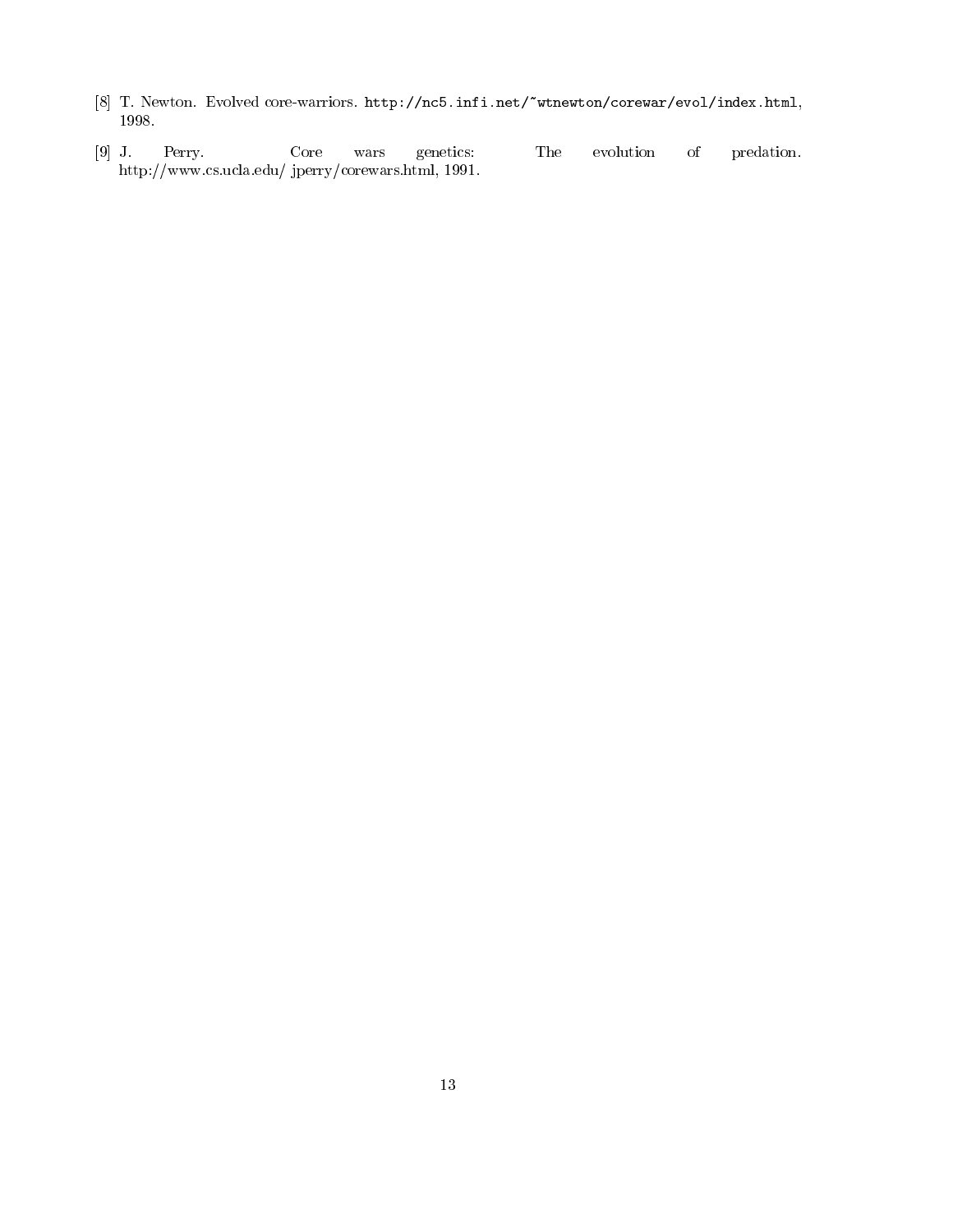[8] T. Newton. Evolved core-warriors. `http://nc5.infi.net/~wtnewton/corewar/evol/index.html`, 1998.

[9] J. Perry. Core wars genetics: The evolution of predation. http://www.cs.ucla.edu/ jperry/corewars.html, 1991.